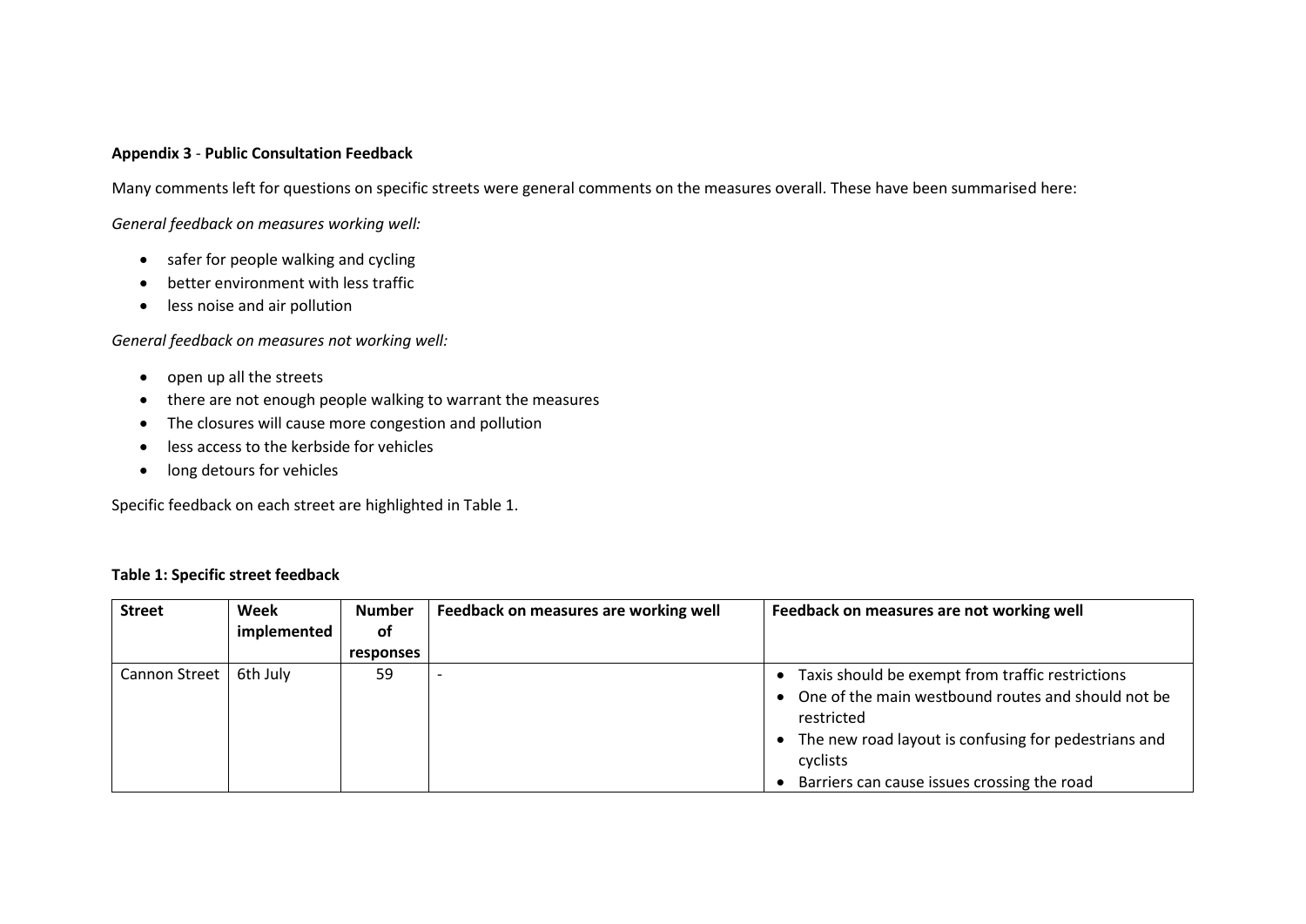**Appendix 3** - **Public Consultation Feedback**

Many comments left for questions on specific streets were general comments on the measures overall. These have been summarised here:

*General feedback on measures working well:*

- safer for people walking and cycling
- better environment with less traffic
- less noise and air pollution

*General feedback on measures not working well:*

- open up all the streets
- there are not enough people walking to warrant the measures
- The closures will cause more congestion and pollution
- less access to the kerbside for vehicles
- long detours for vehicles

Specific feedback on each street are highlighted in Table 1.

**Table 1: Specific street feedback**

| Street | Week implemented | Number of responses | Feedback on measures are working well | Feedback on measures are not working well |
|---|---|---|---|---|
| Cannon Street | 6th July | 59 | - | • Taxis should be exempt from traffic restrictions<br>• One of the main westbound routes and should not be restricted<br>• The new road layout is confusing for pedestrians and cyclists<br>• Barriers can cause issues crossing the road |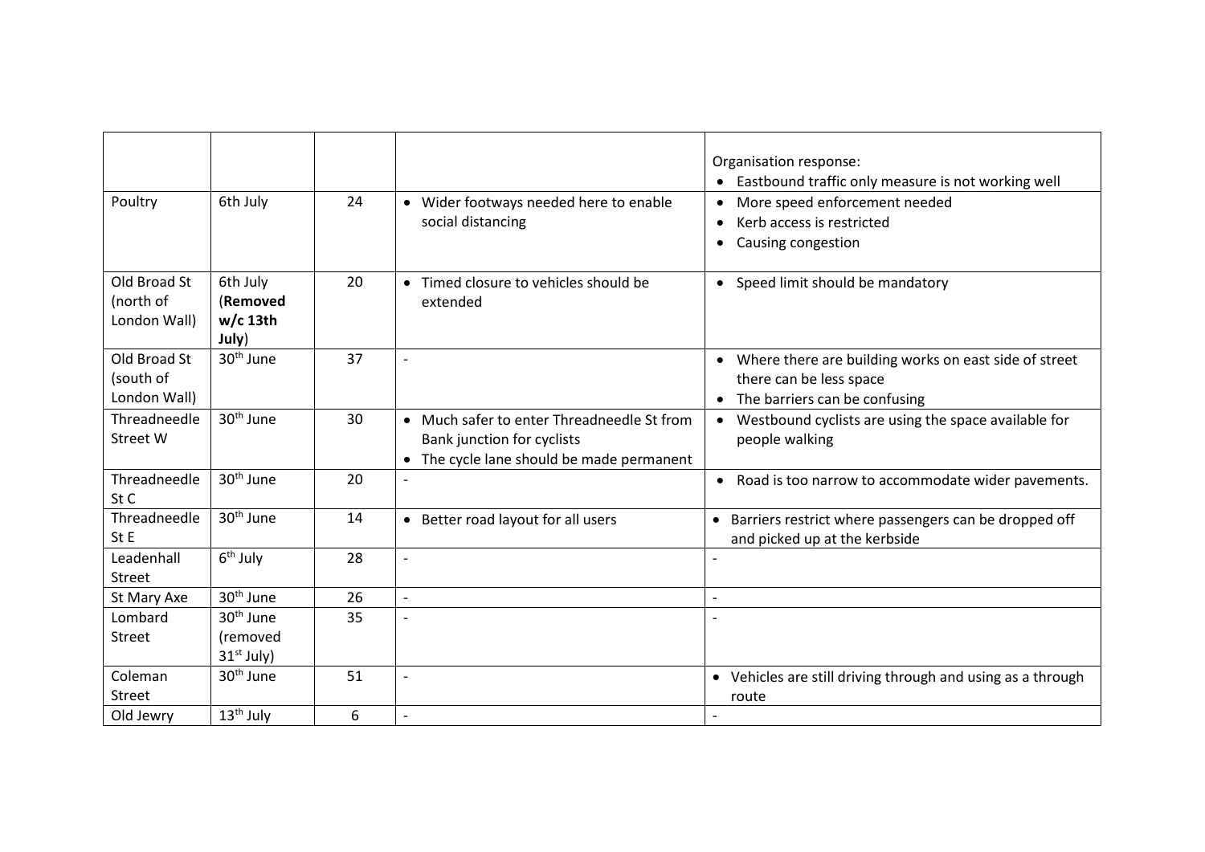| | | | | Organisation response:<br>• Eastbound traffic only measure is not working well |
|---|---|---|---|---|
| Poultry | 6th July | 24 | • Wider footways needed here to enable social distancing | • More speed enforcement needed<br>• Kerb access is restricted<br>• Causing congestion |
| Old Broad St (north of London Wall) | 6th July (**Removed w/c 13th July**) | 20 | • Timed closure to vehicles should be extended | • Speed limit should be mandatory |
| Old Broad St (south of London Wall) | 30th June | 37 | - | • Where there are building works on east side of street there can be less space<br>• The barriers can be confusing |
| Threadneedle Street W | 30th June | 30 | • Much safer to enter Threadneedle St from Bank junction for cyclists<br>• The cycle lane should be made permanent | • Westbound cyclists are using the space available for people walking |
| Threadneedle St C | 30th June | 20 | - | • Road is too narrow to accommodate wider pavements. |
| Threadneedle St E | 30th June | 14 | • Better road layout for all users | • Barriers restrict where passengers can be dropped off and picked up at the kerbside |
| Leadenhall Street | 6th July | 28 | - | - |
| St Mary Axe | 30th June | 26 | - | - |
| Lombard Street | 30th June (removed 31st July) | 35 | - | - |
| Coleman Street | 30th June | 51 | - | • Vehicles are still driving through and using as a through route |
| Old Jewry | 13th July | 6 | - | - |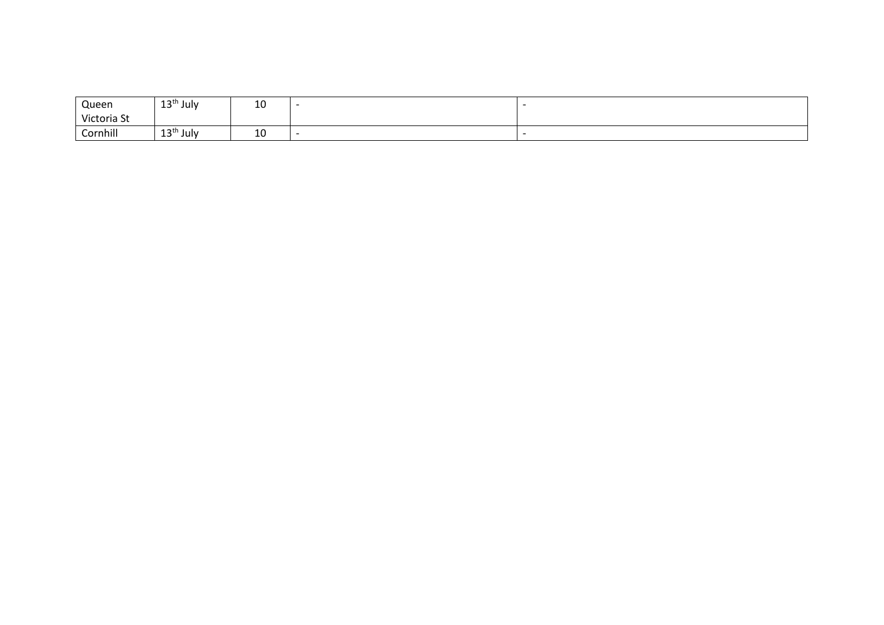| | | | | |
|---|---|---|---|---|
| Queen Victoria St | 13th July | 10 | - | - |
| Cornhill | 13th July | 10 | - | - |